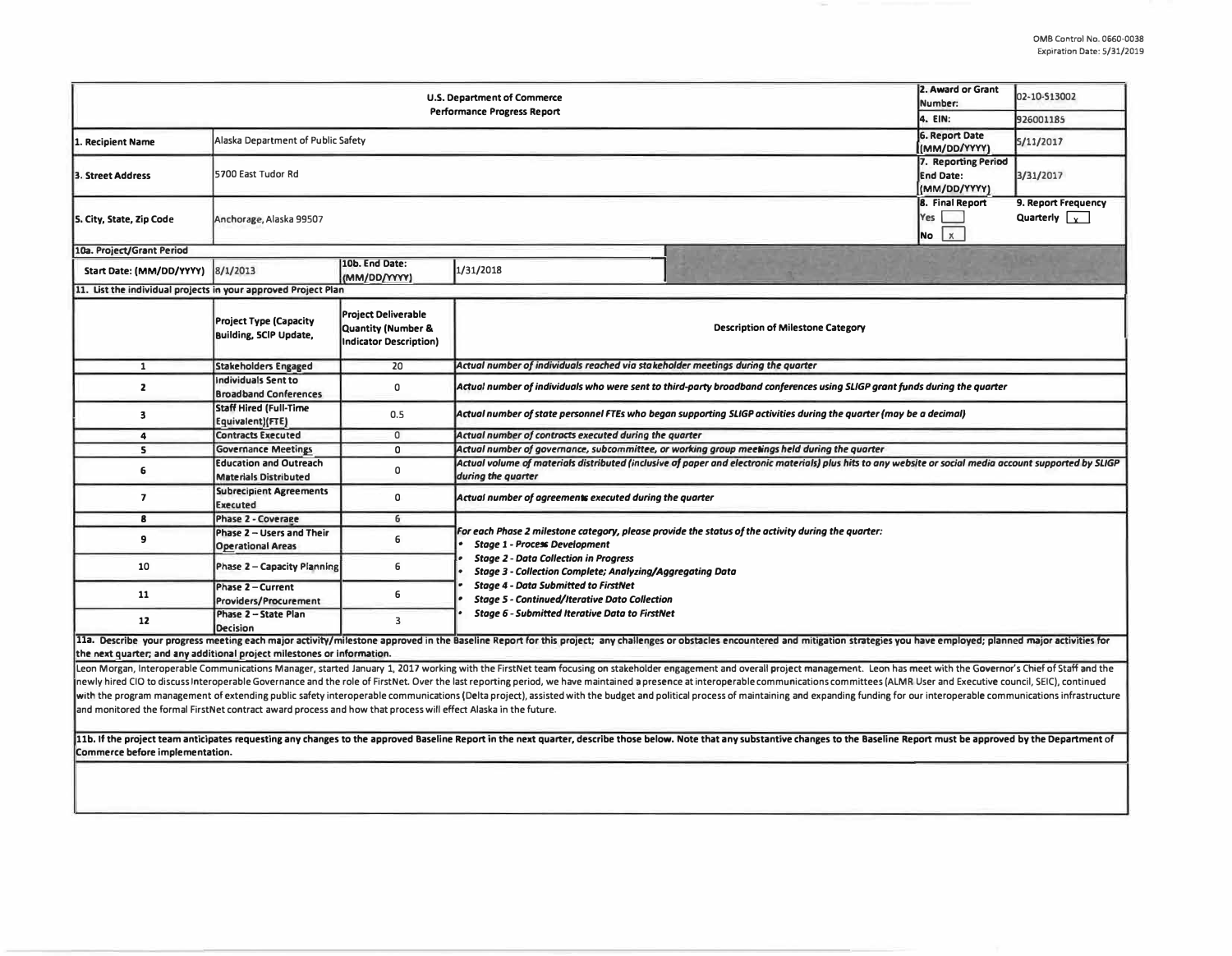OMB Control No. 0660-0038
Expiration Date: 5/31/2019

| U.S. Department of Commerce Performance Progress Report | | | 2. Award or Grant Number: | 02-10-S13002 |
|---|---|---|---|---|
| | | | 4. EIN: | 926001185 |
| 1. Recipient Name | Alaska Department of Public Safety | | 6. Report Date (MM/DD/YYYY) | 5/11/2017 |
| 3. Street Address | 5700 East Tudor Rd | | 7. Reporting Period End Date: (MM/DD/YYYY) | 3/31/2017 |
| 5. City, State, Zip Code | Anchorage, Alaska 99507 | | 8. Final Report Yes [ ] No [x] | 9. Report Frequency Quarterly [x] |
| 10a. Project/Grant Period | | | | |
| Start Date: (MM/DD/YYYY) | 8/1/2013 | 10b. End Date: (MM/DD/YYYY) | 1/31/2018 | |

11. List the individual projects in your approved Project Plan

| | Project Type (Capacity Building, SCIP Update, | Project Deliverable Quantity (Number & Indicator Description) | Description of Milestone Category |
|---|---|---|---|
| 1 | Stakeholders Engaged | 20 | *Actual number of individuals reached via stakeholder meetings during the quarter* |
| 2 | Individuals Sent to Broadband Conferences | 0 | *Actual number of individuals who were sent to third-party broadband conferences using SLIGP grant funds during the quarter* |
| 3 | Staff Hired (Full-Time Equivalent)(FTE) | 0.5 | *Actual number of state personnel FTEs who began supporting SLIGP activities during the quarter (may be a decimal)* |
| 4 | Contracts Executed | 0 | *Actual number of contracts executed during the quarter* |
| 5 | Governance Meetings | 0 | *Actual number of governance, subcommittee, or working group meetings held during the quarter* |
| 6 | Education and Outreach Materials Distributed | 0 | *Actual volume of materials distributed (inclusive of paper and electronic materials) plus hits to any website or social media account supported by SLIGP during the quarter* |
| 7 | Subrecipient Agreements Executed | 0 | *Actual number of agreements executed during the quarter* |
| 8 | Phase 2 - Coverage | 6 | *For each Phase 2 milestone category, please provide the status of the activity during the quarter:*<br>• *Stage 1 - Process Development*<br>• *Stage 2 - Data Collection in Progress*<br>• *Stage 3 - Collection Complete; Analyzing/Aggregating Data*<br>• *Stage 4 - Data Submitted to FirstNet*<br>• *Stage 5 - Continued/Iterative Data Collection*<br>• *Stage 6 - Submitted Iterative Data to FirstNet* |
| 9 | Phase 2 – Users and Their Operational Areas | 6 | |
| 10 | Phase 2 – Capacity Planning | 6 | |
| 11 | Phase 2 – Current Providers/Procurement | 6 | |
| 12 | Phase 2 – State Plan Decision | 3 | |

**11a. Describe your progress meeting each major activity/milestone approved in the Baseline Report for this project; any challenges or obstacles encountered and mitigation strategies you have employed; planned major activities for the next quarter; and any additional project milestones or information.**

Leon Morgan, Interoperable Communications Manager, started January 1, 2017 working with the FirstNet team focusing on stakeholder engagement and overall project management. Leon has meet with the Governor's Chief of Staff and the newly hired CIO to discuss Interoperable Governance and the role of FirstNet. Over the last reporting period, we have maintained a presence at interoperable communications committees (ALMR User and Executive council, SEIC), continued with the program management of extending public safety interoperable communications (Delta project), assisted with the budget and political process of maintaining and expanding funding for our interoperable communications infrastructure and monitored the formal FirstNet contract award process and how that process will effect Alaska in the future.

**11b. If the project team anticipates requesting any changes to the approved Baseline Report in the next quarter, describe those below. Note that any substantive changes to the Baseline Report must be approved by the Department of Commerce before implementation.**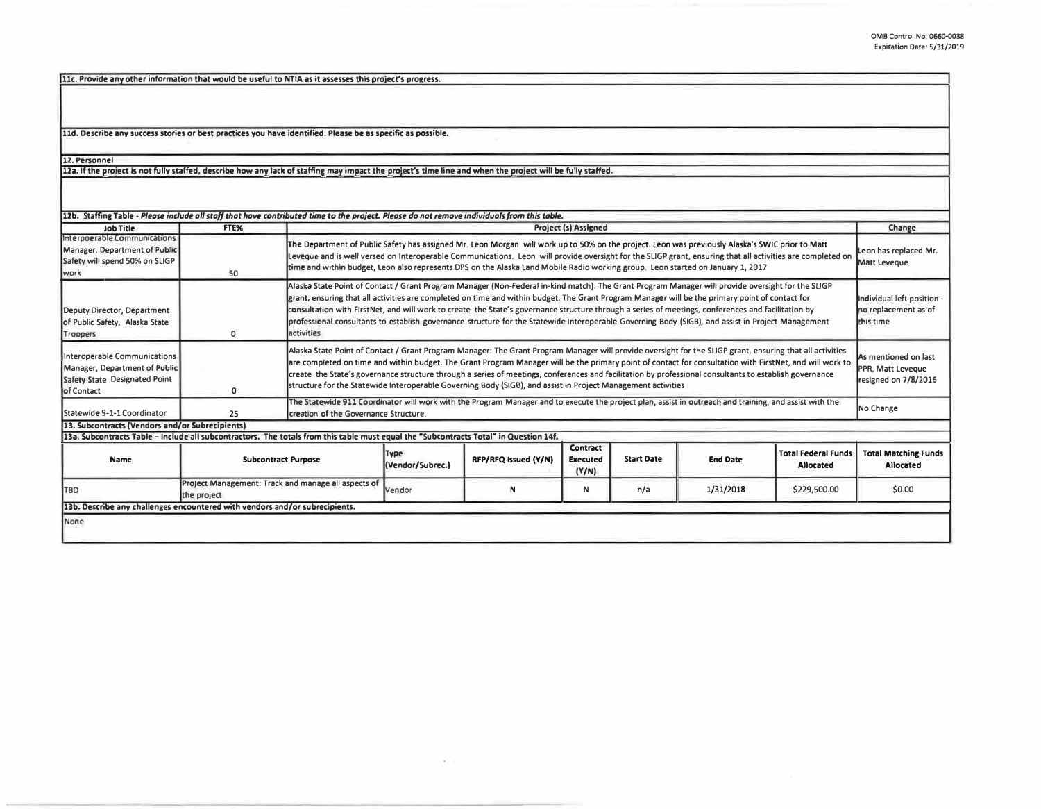**11c. Provide any other information that would be useful to NTIA as it assesses this project's progress.**

**11d. Describe any success stories or best practices you have identified. Please be as specific as possible.**

**12. Personnel**

**12a. If the project is not fully staffed, describe how any lack of staffing may impact the project's time line and when the project will be fully staffed.**

**12b. Staffing Table** - *Please include all staff that have contributed time to the project. Please do not remove individuals from this table.*

| Job Title | FTE% | Project (s) Assigned | Change |
|---|---|---|---|
| Interoperable Communications Manager, Department of Public Safety will spend 50% on SLIGP work | 50 | The Department of Public Safety has assigned Mr. Leon Morgan will work up to 50% on the project. Leon was previously Alaska's SWIC prior to Matt Leveque and is well versed on Interoperable Communications. Leon will provide oversight for the SLIGP grant, ensuring that all activities are completed on time and within budget, Leon also represents DPS on the Alaska Land Mobile Radio working group. Leon started on January 1, 2017 | Leon has replaced Mr. Matt Leveque |
| Deputy Director, Department of Public Safety, Alaska State Troopers | 0 | Alaska State Point of Contact / Grant Program Manager (Non-Federal in-kind match): The Grant Program Manager will provide oversight for the SLIGP grant, ensuring that all activities are completed on time and within budget. The Grant Program Manager will be the primary point of contact for consultation with FirstNet, and will work to create the State's governance structure through a series of meetings, conferences and facilitation by professional consultants to establish governance structure for the Statewide Interoperable Governing Body (SIGB), and assist in Project Management activities | Individual left position - no replacement as of this time |
| Interoperable Communications Manager, Department of Public Safety State Designated Point of Contact | 0 | Alaska State Point of Contact / Grant Program Manager: The Grant Program Manager will provide oversight for the SLIGP grant, ensuring that all activities are completed on time and within budget. The Grant Program Manager will be the primary point of contact for consultation with FirstNet, and will work to create the State's governance structure through a series of meetings, conferences and facilitation by professional consultants to establish governance structure for the Statewide Interoperable Governing Body (SIGB), and assist in Project Management activities | As mentioned on last PPR, Matt Leveque resigned on 7/8/2016 |
| Statewide 9-1-1 Coordinator | 25 | The Statewide 911 Coordinator will work with the Program Manager and to execute the project plan, assist in outreach and training, and assist with the creation of the Governance Structure. | No Change |

**13. Subcontracts (Vendors and/or Subrecipients)**

**13a. Subcontracts Table – Include all subcontractors. The totals from this table must equal the "Subcontracts Total" in Question 14f.**

| Name | Subcontract Purpose | Type (Vendor/Subrec.) | RFP/RFQ Issued (Y/N) | Contract Executed (Y/N) | Start Date | End Date | Total Federal Funds Allocated | Total Matching Funds Allocated |
|---|---|---|---|---|---|---|---|---|
| TBD | Project Management: Track and manage all aspects of the project | Vendor | N | N | n/a | 1/31/2018 | $229,500.00 | $0.00 |

**13b. Describe any challenges encountered with vendors and/or subrecipients.**

None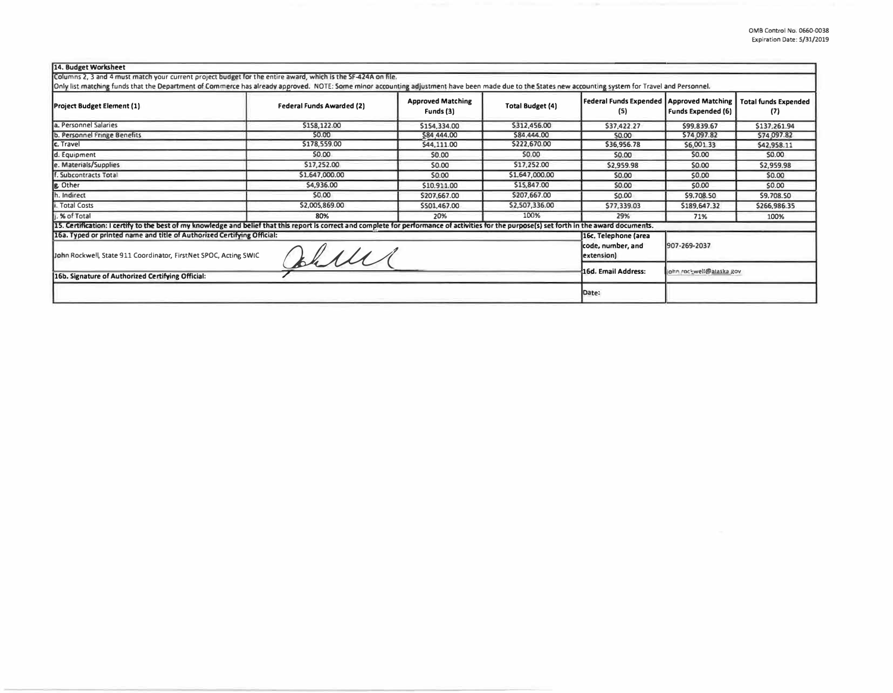OMB Control No. 0660-0038
Expiration Date: 5/31/2019

| 14. Budget Worksheet | | | | | | |
|---|---|---|---|---|---|---|
| Columns 2, 3 and 4 must match your current project budget for the entire award, which is the SF-424A on file. Only list matching funds that the Department of Commerce has already approved. NOTE: Some minor accounting adjustment have been made due to the States new accounting system for Travel and Personnel. | | | | | | |
| Project Budget Element (1) | Federal Funds Awarded (2) | Approved Matching Funds (3) | Total Budget (4) | Federal Funds Expended (5) | Approved Matching Funds Expended (6) | Total funds Expended (7) |
| a. Personnel Salaries | $158,122.00 | $154,334.00 | $312,456.00 | $37,422.27 | $99,839.67 | $137,261.94 |
| b. Personnel Fringe Benefits | $0.00 | $84,444.00 | $84,444.00 | $0.00 | $74,097.82 | $74,097.82 |
| c. Travel | $178,559.00 | $44,111.00 | $222,670.00 | $36,956.78 | $6,001.33 | $42,958.11 |
| d. Equipment | $0.00 | $0.00 | $0.00 | $0.00 | $0.00 | $0.00 |
| e. Materials/Supplies | $17,252.00 | $0.00 | $17,252.00 | $2,959.98 | $0.00 | $2,959.98 |
| f. Subcontracts Total | $1,647,000.00 | $0.00 | $1,647,000.00 | $0.00 | $0.00 | $0.00 |
| g. Other | $4,936.00 | $10,911.00 | $15,847.00 | $0.00 | $0.00 | $0.00 |
| h. Indirect | $0.00 | $207,667.00 | $207,667.00 | $0.00 | $9,708.50 | $9,708.50 |
| i. Total Costs | $2,005,869.00 | $501,467.00 | $2,507,336.00 | $77,339.03 | $189,647.32 | $266,986.35 |
| j. % of Total | 80% | 20% | 100% | 29% | 71% | 100% |

15. Certification: I certify to the best of my knowledge and belief that this report is correct and complete for performance of activities for the purpose(s) set forth in the award documents.

| | | | |
|---|---|---|---|
| 16a. Typed or printed name and title of Authorized Certifying Official: John Rockwell, State 911 Coordinator, FirstNet SPOC, Acting SWIC | | 16c. Telephone (area code, number, and extension) | 907-269-2037 |
| 16b. Signature of Authorized Certifying Official: | | 16d. Email Address: | john.rockwell@alaska.gov |
| | | Date: | |